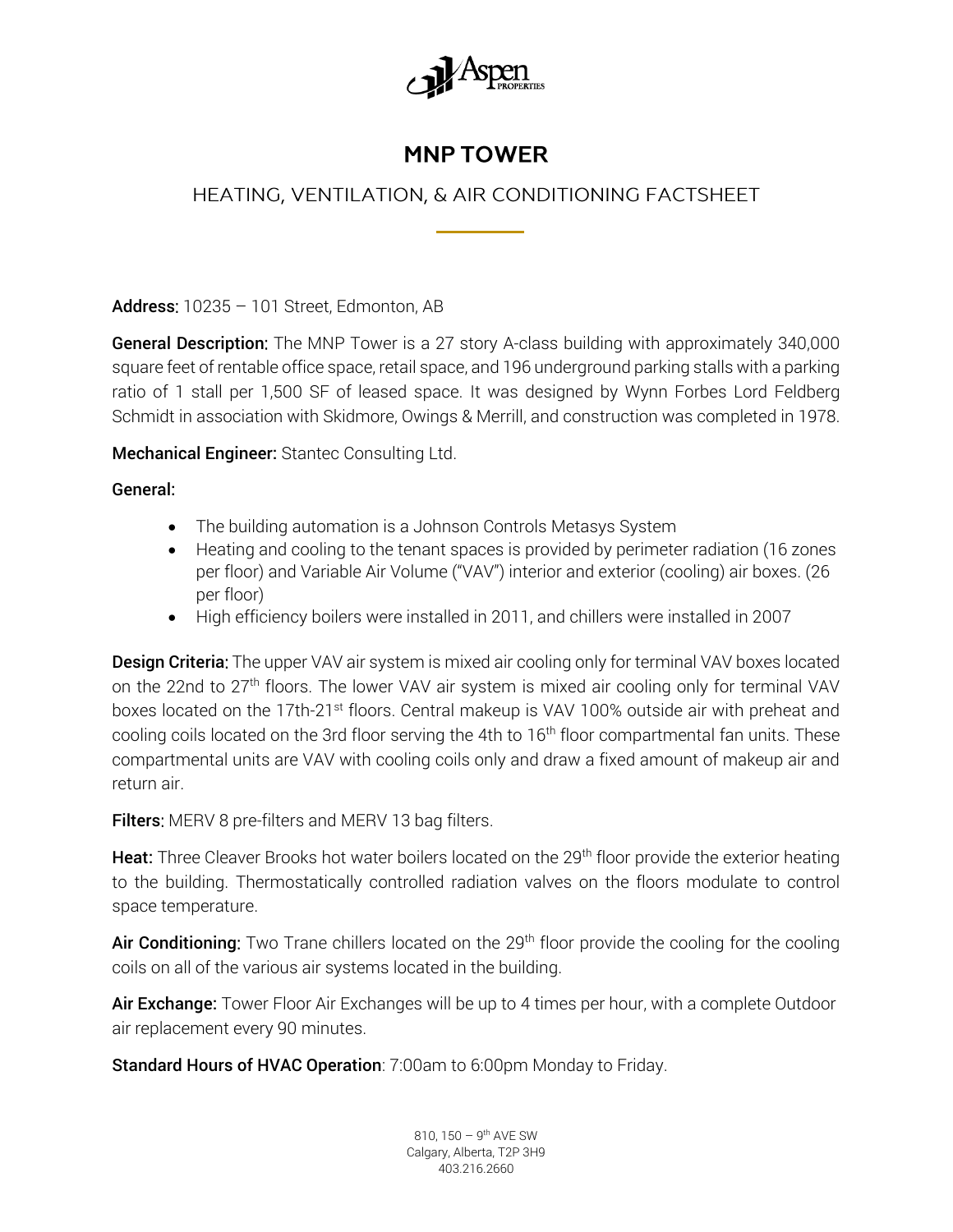# MNP TOWER

## HEATING, VENTILATION, & AIR CONDITIONING FACTSHEET

**Address:** 10235 – 101 Street, Edmonton, AB

**General Description:** The MNP Tower is a 27 story A-class building with approximately 340,000 square feet of rentable office space, retail space, and 196 underground parking stalls with a parking ratio of 1 stall per 1,500 SF of leased space. It was designed by Wynn Forbes Lord Feldberg Schmidt in association with Skidmore, Owings & Merrill, and construction was completed in 1978.

**Mechanical Engineer:** Stantec Consulting Ltd.

**General:**

- The building automation is a Johnson Controls Metasys System
- Heating and cooling to the tenant spaces is provided by perimeter radiation (16 zones per floor) and Variable Air Volume ("VAV") interior and exterior (cooling) air boxes. (26 per floor)
- High efficiency boilers were installed in 2011, and chillers were installed in 2007

**Design Criteria:** The upper VAV air system is mixed air cooling only for terminal VAV boxes located on the 22nd to 27th floors. The lower VAV air system is mixed air cooling only for terminal VAV boxes located on the 17th-21st floors. Central makeup is VAV 100% outside air with preheat and cooling coils located on the 3rd floor serving the 4th to 16th floor compartmental fan units. These compartmental units are VAV with cooling coils only and draw a fixed amount of makeup air and return air.

**Filters:** MERV 8 pre-filters and MERV 13 bag filters.

**Heat:** Three Cleaver Brooks hot water boilers located on the 29th floor provide the exterior heating to the building. Thermostatically controlled radiation valves on the floors modulate to control space temperature.

**Air Conditioning:** Two Trane chillers located on the 29th floor provide the cooling for the cooling coils on all of the various air systems located in the building.

**Air Exchange:** Tower Floor Air Exchanges will be up to 4 times per hour, with a complete Outdoor air replacement every 90 minutes.

**Standard Hours of HVAC Operation**: 7:00am to 6:00pm Monday to Friday.

810, 150 – 9th AVE SW
Calgary, Alberta, T2P 3H9
403.216.2660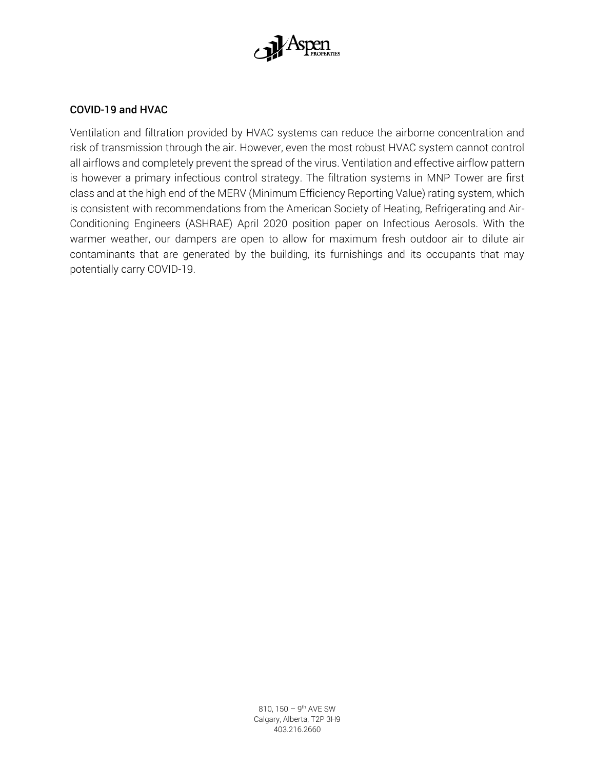## COVID-19 and HVAC

Ventilation and filtration provided by HVAC systems can reduce the airborne concentration and risk of transmission through the air. However, even the most robust HVAC system cannot control all airflows and completely prevent the spread of the virus. Ventilation and effective airflow pattern is however a primary infectious control strategy. The filtration systems in MNP Tower are first class and at the high end of the MERV (Minimum Efficiency Reporting Value) rating system, which is consistent with recommendations from the American Society of Heating, Refrigerating and Air-Conditioning Engineers (ASHRAE) April 2020 position paper on Infectious Aerosols. With the warmer weather, our dampers are open to allow for maximum fresh outdoor air to dilute air contaminants that are generated by the building, its furnishings and its occupants that may potentially carry COVID-19.